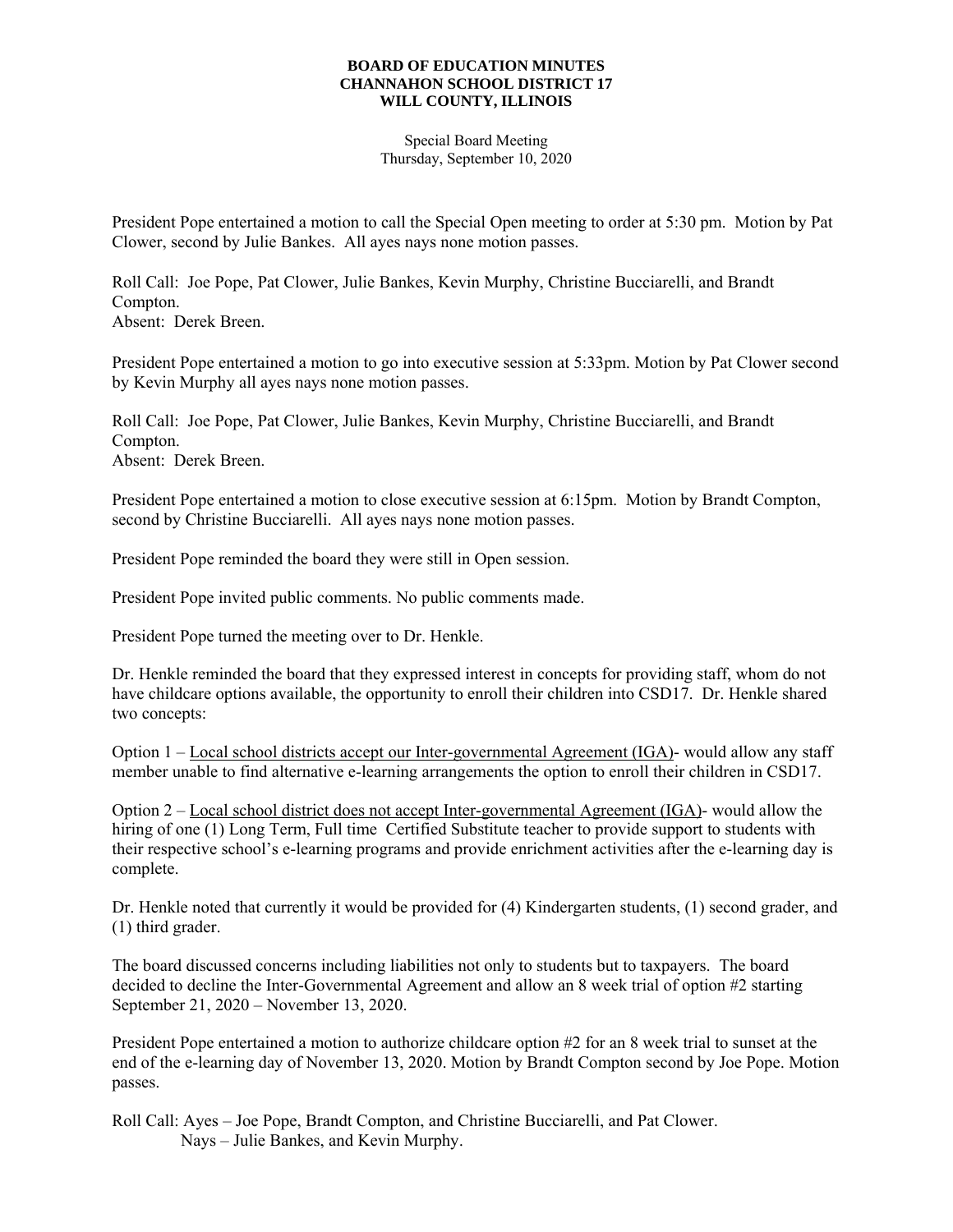**BOARD OF EDUCATION MINUTES**
**CHANNAHON SCHOOL DISTRICT 17**
**WILL COUNTY, ILLINOIS**

Special Board Meeting
Thursday, September 10, 2020

President Pope entertained a motion to call the Special Open meeting to order at 5:30 pm. Motion by Pat Clower, second by Julie Bankes. All ayes nays none motion passes.

Roll Call: Joe Pope, Pat Clower, Julie Bankes, Kevin Murphy, Christine Bucciarelli, and Brandt Compton.
Absent: Derek Breen.

President Pope entertained a motion to go into executive session at 5:33pm. Motion by Pat Clower second by Kevin Murphy all ayes nays none motion passes.

Roll Call: Joe Pope, Pat Clower, Julie Bankes, Kevin Murphy, Christine Bucciarelli, and Brandt Compton.
Absent: Derek Breen.

President Pope entertained a motion to close executive session at 6:15pm. Motion by Brandt Compton, second by Christine Bucciarelli. All ayes nays none motion passes.

President Pope reminded the board they were still in Open session.

President Pope invited public comments. No public comments made.

President Pope turned the meeting over to Dr. Henkle.

Dr. Henkle reminded the board that they expressed interest in concepts for providing staff, whom do not have childcare options available, the opportunity to enroll their children into CSD17. Dr. Henkle shared two concepts:

Option 1 – <u>Local school districts accept our Inter-governmental Agreement (IGA)</u>- would allow any staff member unable to find alternative e-learning arrangements the option to enroll their children in CSD17.

Option 2 – <u>Local school district does not accept Inter-governmental Agreement (IGA)</u>- would allow the hiring of one (1) Long Term, Full time Certified Substitute teacher to provide support to students with their respective school's e-learning programs and provide enrichment activities after the e-learning day is complete.

Dr. Henkle noted that currently it would be provided for (4) Kindergarten students, (1) second grader, and (1) third grader.

The board discussed concerns including liabilities not only to students but to taxpayers. The board decided to decline the Inter-Governmental Agreement and allow an 8 week trial of option #2 starting September 21, 2020 – November 13, 2020.

President Pope entertained a motion to authorize childcare option #2 for an 8 week trial to sunset at the end of the e-learning day of November 13, 2020. Motion by Brandt Compton second by Joe Pope. Motion passes.

Roll Call: Ayes – Joe Pope, Brandt Compton, and Christine Bucciarelli, and Pat Clower.
Nays – Julie Bankes, and Kevin Murphy.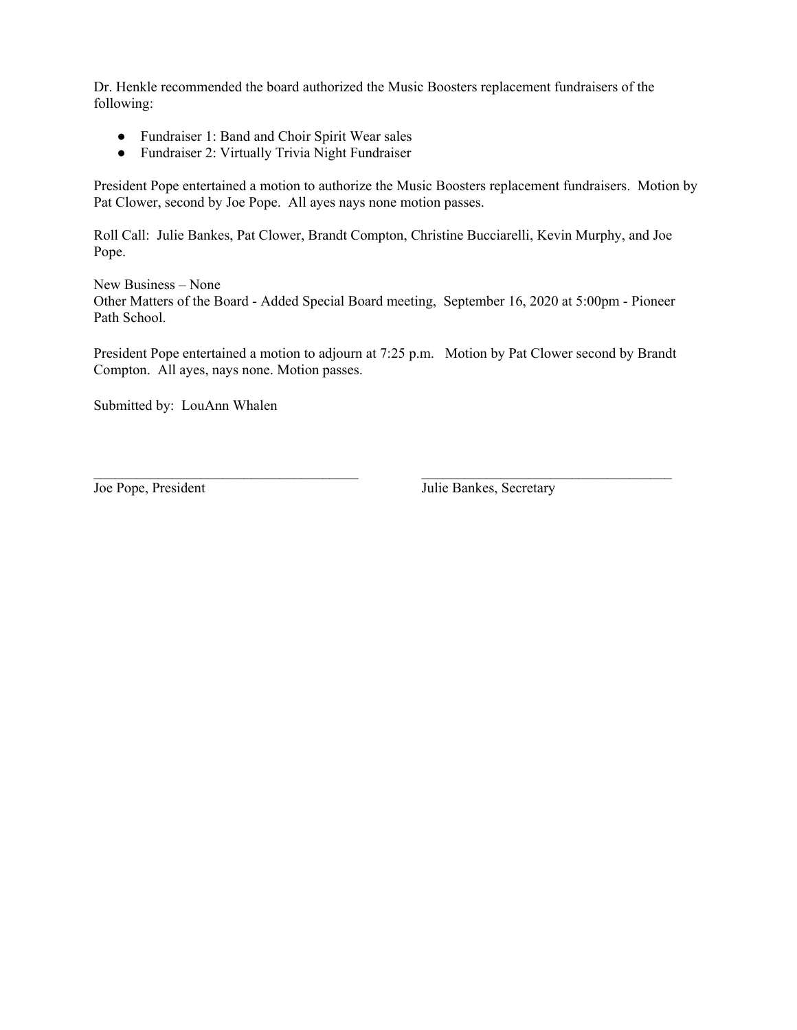Dr. Henkle recommended the board authorized the Music Boosters replacement fundraisers of the following:

- Fundraiser 1: Band and Choir Spirit Wear sales
- Fundraiser 2: Virtually Trivia Night Fundraiser

President Pope entertained a motion to authorize the Music Boosters replacement fundraisers. Motion by Pat Clower, second by Joe Pope. All ayes nays none motion passes.

Roll Call: Julie Bankes, Pat Clower, Brandt Compton, Christine Bucciarelli, Kevin Murphy, and Joe Pope.

New Business – None
Other Matters of the Board - Added Special Board meeting, September 16, 2020 at 5:00pm - Pioneer Path School.

President Pope entertained a motion to adjourn at 7:25 p.m. Motion by Pat Clower second by Brandt Compton. All ayes, nays none. Motion passes.

Submitted by: LouAnn Whalen

_______________________________________ _____________________________________
Joe Pope, President Julie Bankes, Secretary